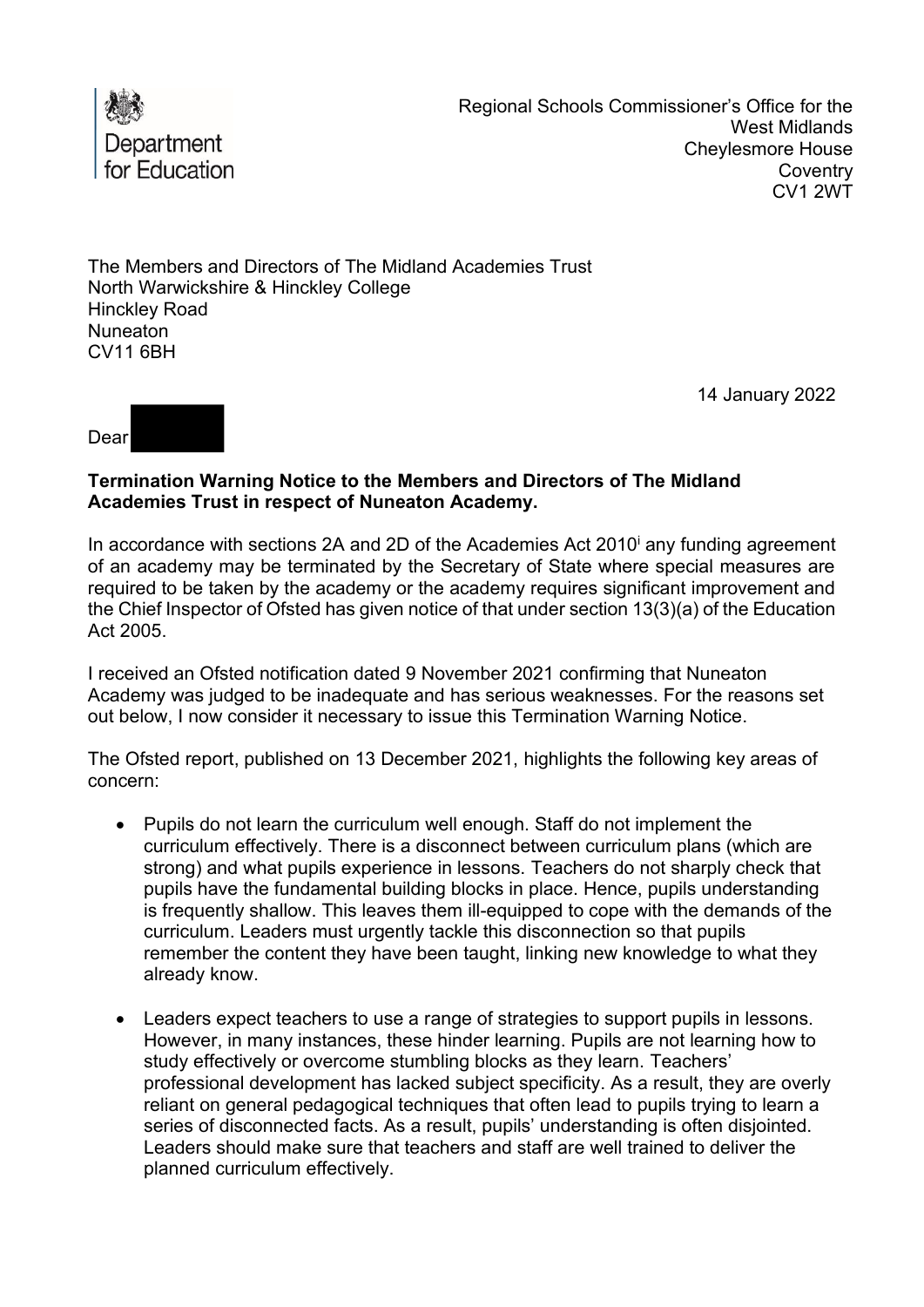Department for Education

Regional Schools Commissioner's Office for the West Midlands
Cheylesmore House
Coventry
CV1 2WT

The Members and Directors of The Midland Academies Trust
North Warwickshire & Hinckley College
Hinckley Road
Nuneaton
CV11 6BH

14 January 2022

Dear

**Termination Warning Notice to the Members and Directors of The Midland Academies Trust in respect of Nuneaton Academy.**

In accordance with sections 2A and 2D of the Academies Act 2010[i] any funding agreement of an academy may be terminated by the Secretary of State where special measures are required to be taken by the academy or the academy requires significant improvement and the Chief Inspector of Ofsted has given notice of that under section 13(3)(a) of the Education Act 2005.

I received an Ofsted notification dated 9 November 2021 confirming that Nuneaton Academy was judged to be inadequate and has serious weaknesses. For the reasons set out below, I now consider it necessary to issue this Termination Warning Notice.

The Ofsted report, published on 13 December 2021, highlights the following key areas of concern:

- Pupils do not learn the curriculum well enough. Staff do not implement the curriculum effectively. There is a disconnect between curriculum plans (which are strong) and what pupils experience in lessons. Teachers do not sharply check that pupils have the fundamental building blocks in place. Hence, pupils understanding is frequently shallow. This leaves them ill-equipped to cope with the demands of the curriculum. Leaders must urgently tackle this disconnection so that pupils remember the content they have been taught, linking new knowledge to what they already know.

- Leaders expect teachers to use a range of strategies to support pupils in lessons. However, in many instances, these hinder learning. Pupils are not learning how to study effectively or overcome stumbling blocks as they learn. Teachers' professional development has lacked subject specificity. As a result, they are overly reliant on general pedagogical techniques that often lead to pupils trying to learn a series of disconnected facts. As a result, pupils' understanding is often disjointed. Leaders should make sure that teachers and staff are well trained to deliver the planned curriculum effectively.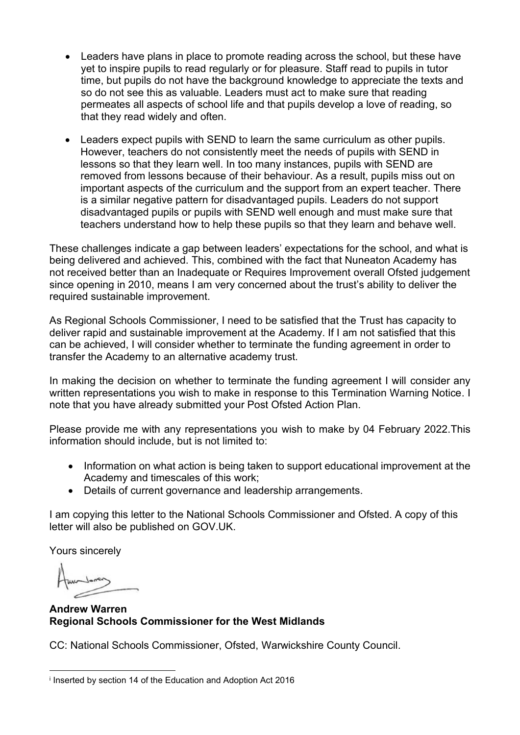- Leaders have plans in place to promote reading across the school, but these have yet to inspire pupils to read regularly or for pleasure. Staff read to pupils in tutor time, but pupils do not have the background knowledge to appreciate the texts and so do not see this as valuable. Leaders must act to make sure that reading permeates all aspects of school life and that pupils develop a love of reading, so that they read widely and often.
- Leaders expect pupils with SEND to learn the same curriculum as other pupils. However, teachers do not consistently meet the needs of pupils with SEND in lessons so that they learn well. In too many instances, pupils with SEND are removed from lessons because of their behaviour. As a result, pupils miss out on important aspects of the curriculum and the support from an expert teacher. There is a similar negative pattern for disadvantaged pupils. Leaders do not support disadvantaged pupils or pupils with SEND well enough and must make sure that teachers understand how to help these pupils so that they learn and behave well.

These challenges indicate a gap between leaders' expectations for the school, and what is being delivered and achieved. This, combined with the fact that Nuneaton Academy has not received better than an Inadequate or Requires Improvement overall Ofsted judgement since opening in 2010, means I am very concerned about the trust's ability to deliver the required sustainable improvement.

As Regional Schools Commissioner, I need to be satisfied that the Trust has capacity to deliver rapid and sustainable improvement at the Academy. If I am not satisfied that this can be achieved, I will consider whether to terminate the funding agreement in order to transfer the Academy to an alternative academy trust.

In making the decision on whether to terminate the funding agreement I will consider any written representations you wish to make in response to this Termination Warning Notice. I note that you have already submitted your Post Ofsted Action Plan.

Please provide me with any representations you wish to make by 04 February 2022.This information should include, but is not limited to:

- Information on what action is being taken to support educational improvement at the Academy and timescales of this work;
- Details of current governance and leadership arrangements.

I am copying this letter to the National Schools Commissioner and Ofsted. A copy of this letter will also be published on GOV.UK.

Yours sincerely

**Andrew Warren**
**Regional Schools Commissioner for the West Midlands**

CC: National Schools Commissioner, Ofsted, Warwickshire County Council.

---

[i] Inserted by section 14 of the Education and Adoption Act 2016